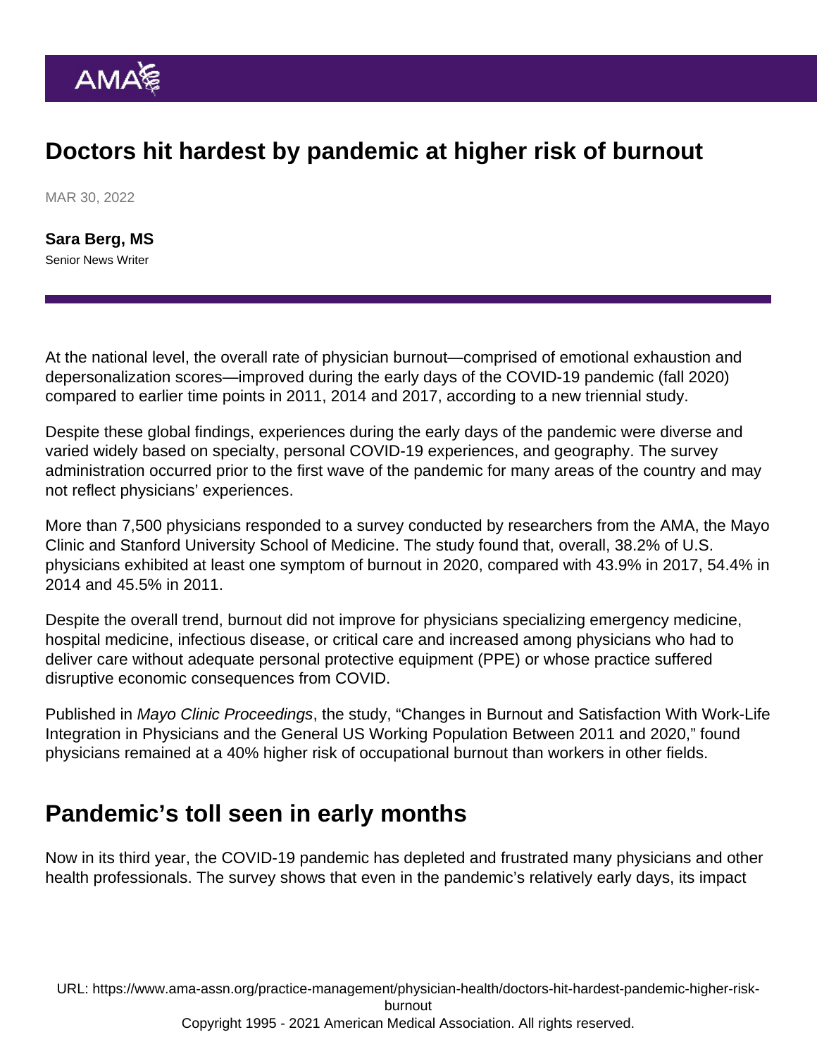# Doctors hit hardest by pandemic at higher risk of burnout

MAR 30, 2022

**Sara Berg, MS**
Senior News Writer

At the national level, the overall rate of physician burnout—comprised of emotional exhaustion and depersonalization scores—improved during the early days of the COVID-19 pandemic (fall 2020) compared to earlier time points in 2011, 2014 and 2017, according to a new triennial study.

Despite these global findings, experiences during the early days of the pandemic were diverse and varied widely based on specialty, personal COVID-19 experiences, and geography. The survey administration occurred prior to the first wave of the pandemic for many areas of the country and may not reflect physicians' experiences.

More than 7,500 physicians responded to a survey conducted by researchers from the AMA, the Mayo Clinic and Stanford University School of Medicine. The study found that, overall, 38.2% of U.S. physicians exhibited at least one symptom of burnout in 2020, compared with 43.9% in 2017, 54.4% in 2014 and 45.5% in 2011.

Despite the overall trend, burnout did not improve for physicians specializing emergency medicine, hospital medicine, infectious disease, or critical care and increased among physicians who had to deliver care without adequate personal protective equipment (PPE) or whose practice suffered disruptive economic consequences from COVID.

Published in *Mayo Clinic Proceedings*, the study, "Changes in Burnout and Satisfaction With Work-Life Integration in Physicians and the General US Working Population Between 2011 and 2020," found physicians remained at a 40% higher risk of occupational burnout than workers in other fields.

## Pandemic's toll seen in early months

Now in its third year, the COVID-19 pandemic has depleted and frustrated many physicians and other health professionals. The survey shows that even in the pandemic's relatively early days, its impact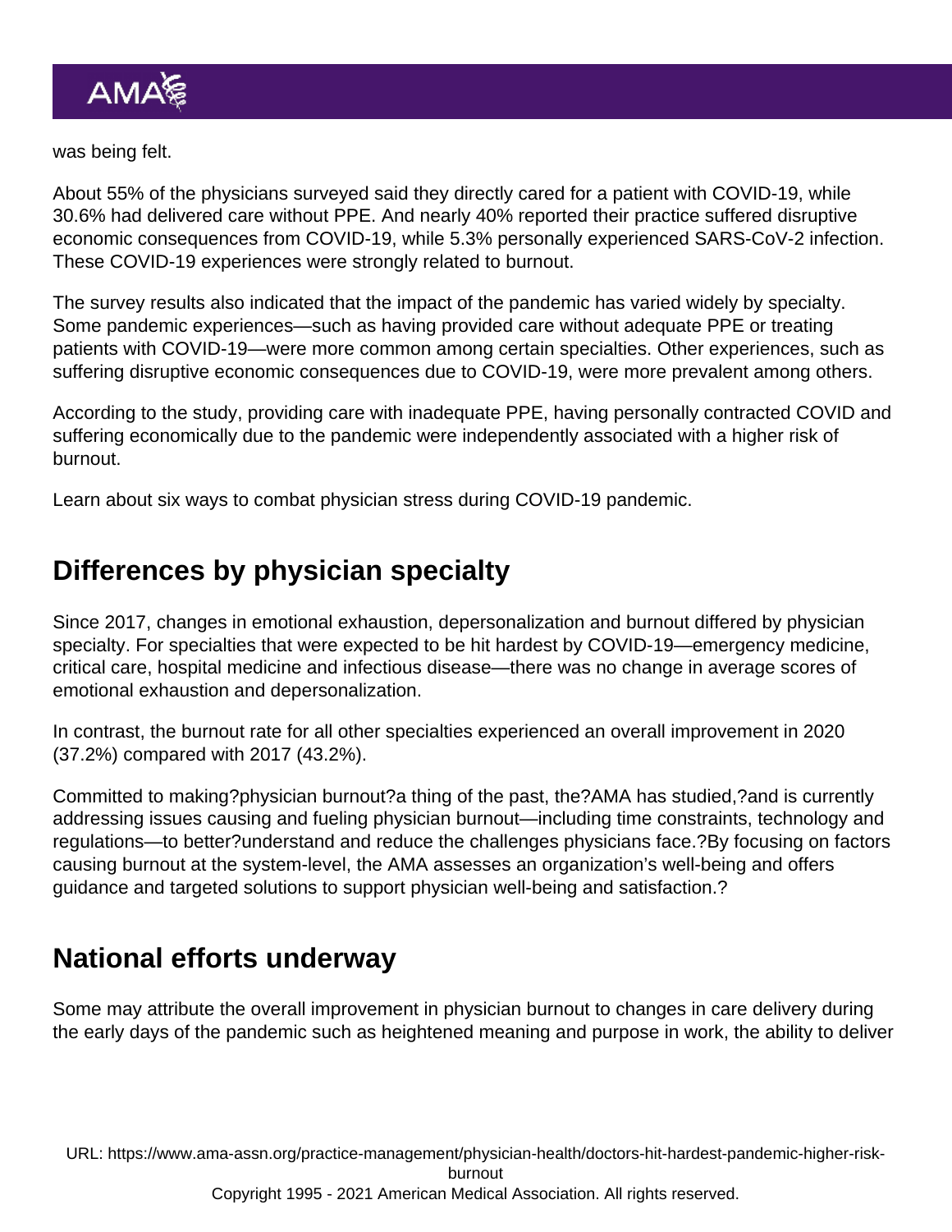was being felt.

About 55% of the physicians surveyed said they directly cared for a patient with COVID-19, while 30.6% had delivered care without PPE. And nearly 40% reported their practice suffered disruptive economic consequences from COVID-19, while 5.3% personally experienced SARS-CoV-2 infection. These COVID-19 experiences were strongly related to burnout.

The survey results also indicated that the impact of the pandemic has varied widely by specialty. Some pandemic experiences—such as having provided care without adequate PPE or treating patients with COVID-19—were more common among certain specialties. Other experiences, such as suffering disruptive economic consequences due to COVID-19, were more prevalent among others.

According to the study, providing care with inadequate PPE, having personally contracted COVID and suffering economically due to the pandemic were independently associated with a higher risk of burnout.

Learn about six ways to combat physician stress during COVID-19 pandemic.

## Differences by physician specialty

Since 2017, changes in emotional exhaustion, depersonalization and burnout differed by physician specialty. For specialties that were expected to be hit hardest by COVID-19—emergency medicine, critical care, hospital medicine and infectious disease—there was no change in average scores of emotional exhaustion and depersonalization.

In contrast, the burnout rate for all other specialties experienced an overall improvement in 2020 (37.2%) compared with 2017 (43.2%).

Committed to making?physician burnout?a thing of the past, the?AMA has studied,?and is currently addressing issues causing and fueling physician burnout—including time constraints, technology and regulations—to better?understand and reduce the challenges physicians face.?By focusing on factors causing burnout at the system-level, the AMA assesses an organization's well-being and offers guidance and targeted solutions to support physician well-being and satisfaction.?

## National efforts underway

Some may attribute the overall improvement in physician burnout to changes in care delivery during the early days of the pandemic such as heightened meaning and purpose in work, the ability to deliver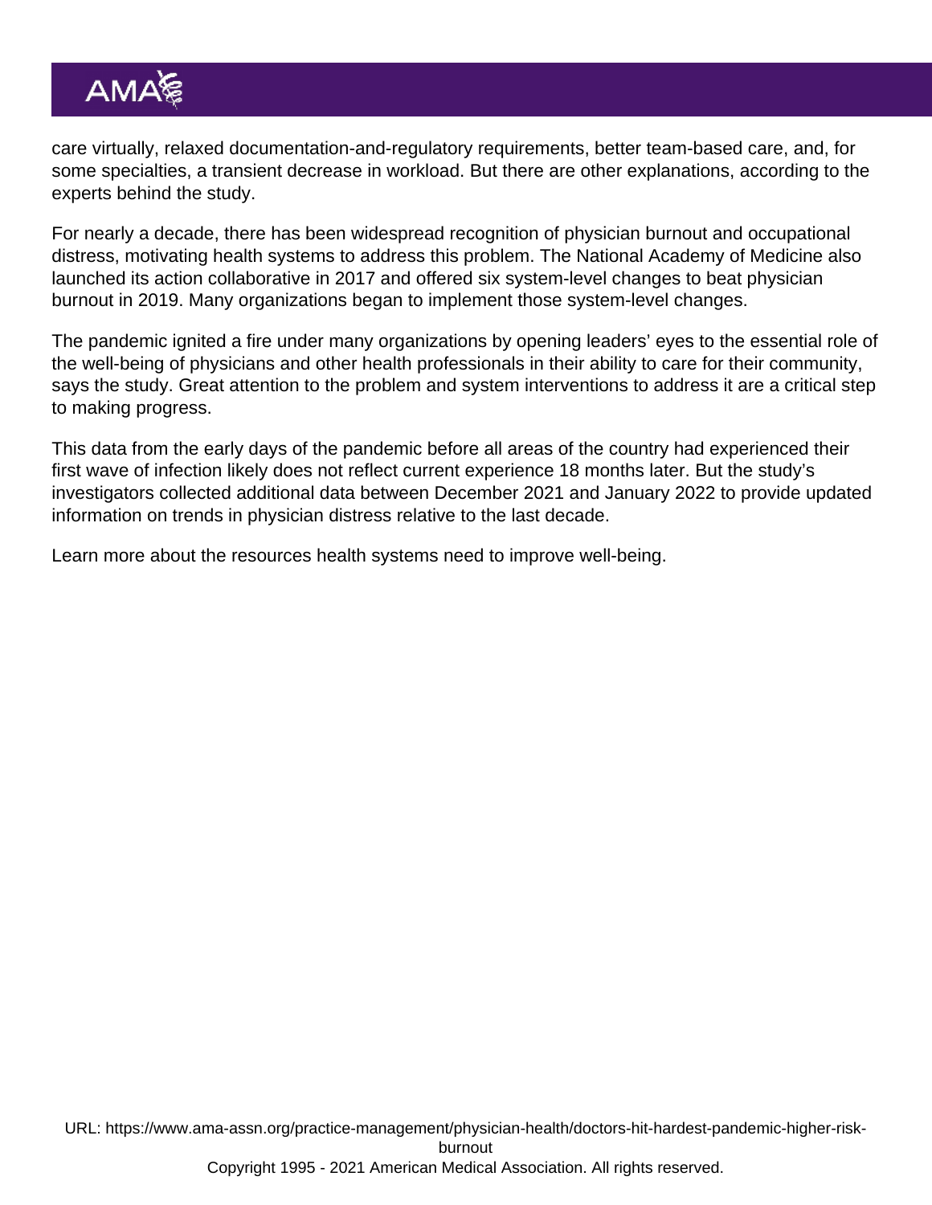care virtually, relaxed documentation-and-regulatory requirements, better team-based care, and, for some specialties, a transient decrease in workload. But there are other explanations, according to the experts behind the study.

For nearly a decade, there has been widespread recognition of physician burnout and occupational distress, motivating health systems to address this problem. The National Academy of Medicine also launched its action collaborative in 2017 and offered six system-level changes to beat physician burnout in 2019. Many organizations began to implement those system-level changes.

The pandemic ignited a fire under many organizations by opening leaders' eyes to the essential role of the well-being of physicians and other health professionals in their ability to care for their community, says the study. Great attention to the problem and system interventions to address it are a critical step to making progress.

This data from the early days of the pandemic before all areas of the country had experienced their first wave of infection likely does not reflect current experience 18 months later. But the study's investigators collected additional data between December 2021 and January 2022 to provide updated information on trends in physician distress relative to the last decade.

Learn more about the resources health systems need to improve well-being.